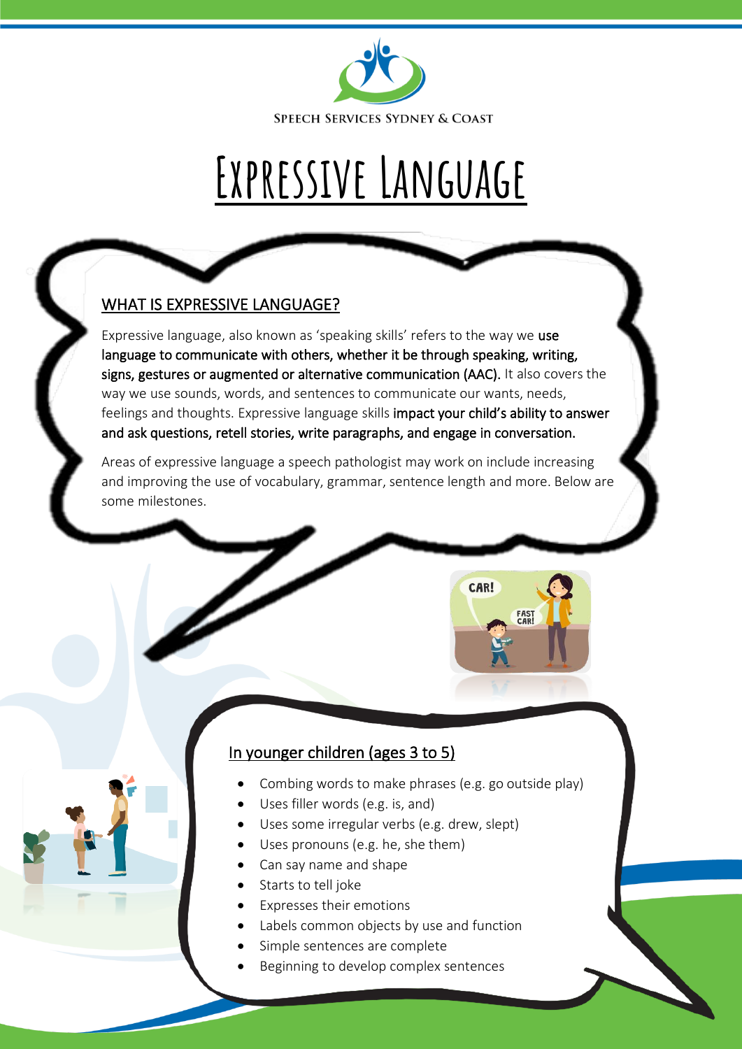SPEECH SERVICES SYDNEY & COAST

# Expressive Language

## WHAT IS EXPRESSIVE LANGUAGE?

Expressive language, also known as 'speaking skills' refers to the way we **use language to communicate with others, whether it be through speaking, writing, signs, gestures or augmented or alternative communication (AAC).** It also covers the way we use sounds, words, and sentences to communicate our wants, needs, feelings and thoughts. Expressive language skills **impact your child's ability to answer and ask questions, retell stories, write paragraphs, and engage in conversation.**

Areas of expressive language a speech pathologist may work on include increasing and improving the use of vocabulary, grammar, sentence length and more. Below are some milestones.

## In younger children (ages 3 to 5)

- Combing words to make phrases (e.g. go outside play)
- Uses filler words (e.g. is, and)
- Uses some irregular verbs (e.g. drew, slept)
- Uses pronouns (e.g. he, she them)
- Can say name and shape
- Starts to tell joke
- Expresses their emotions
- Labels common objects by use and function
- Simple sentences are complete
- Beginning to develop complex sentences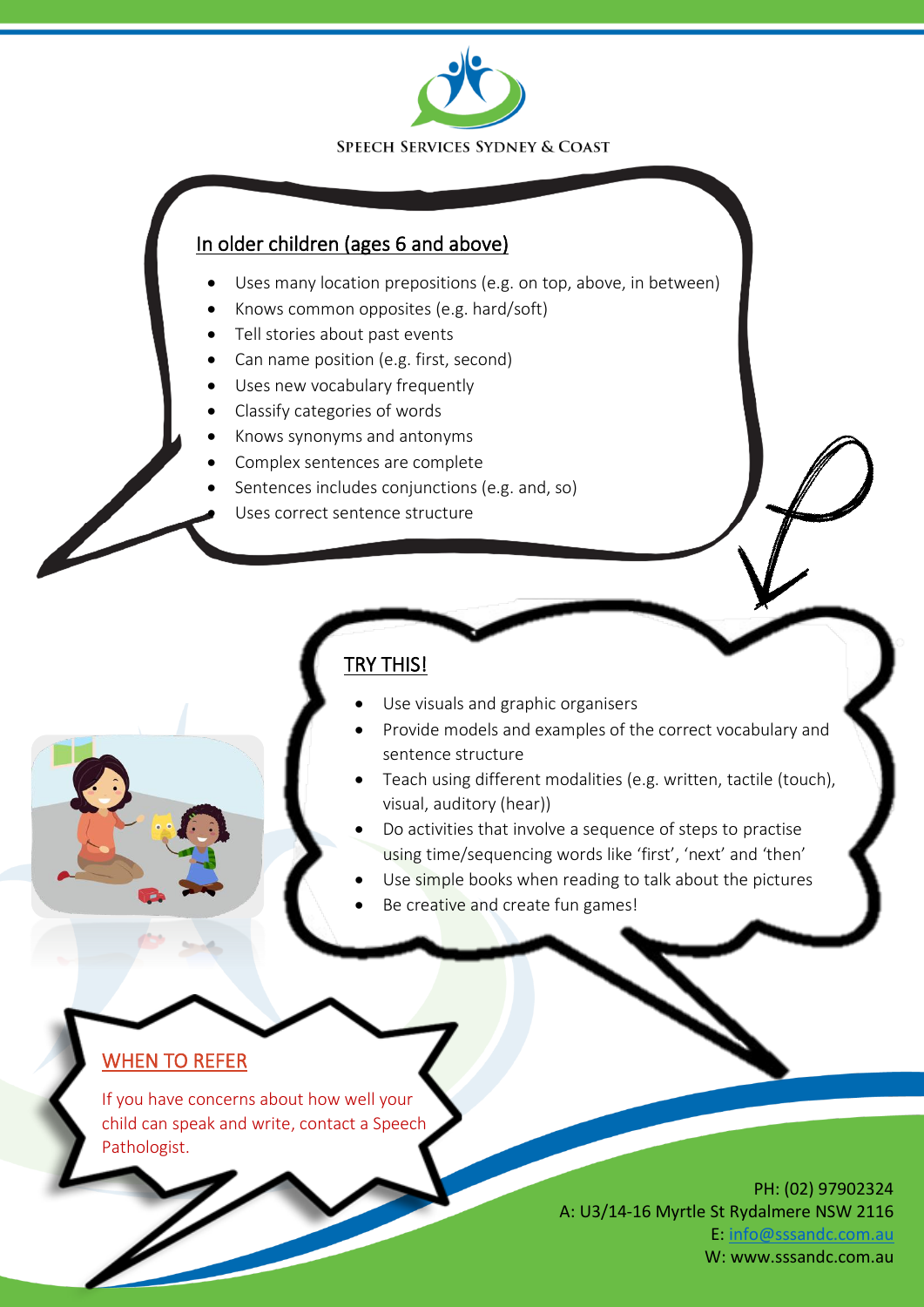SPEECH SERVICES SYDNEY & COAST

## In older children (ages 6 and above)

- Uses many location prepositions (e.g. on top, above, in between)
- Knows common opposites (e.g. hard/soft)
- Tell stories about past events
- Can name position (e.g. first, second)
- Uses new vocabulary frequently
- Classify categories of words
- Knows synonyms and antonyms
- Complex sentences are complete
- Sentences includes conjunctions (e.g. and, so)
- Uses correct sentence structure

## TRY THIS!

- Use visuals and graphic organisers
- Provide models and examples of the correct vocabulary and sentence structure
- Teach using different modalities (e.g. written, tactile (touch), visual, auditory (hear))
- Do activities that involve a sequence of steps to practise using time/sequencing words like 'first', 'next' and 'then'
- Use simple books when reading to talk about the pictures
- Be creative and create fun games!

## WHEN TO REFER

If you have concerns about how well your child can speak and write, contact a Speech Pathologist.

PH: (02) 97902324
A: U3/14-16 Myrtle St Rydalmere NSW 2116
E: info@sssandc.com.au
W: www.sssandc.com.au